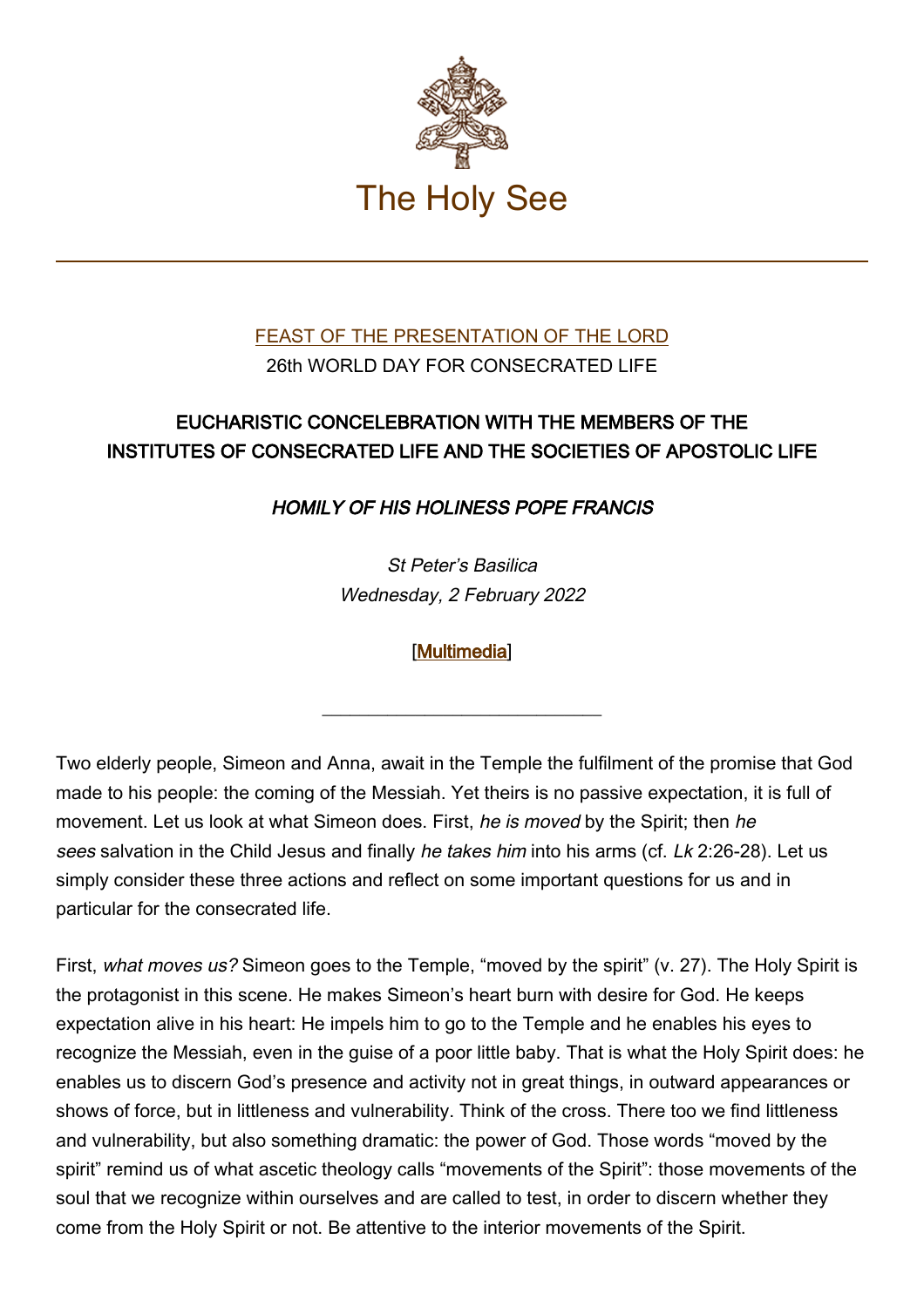# The Holy See

FEAST OF THE PRESENTATION OF THE LORD
26th WORLD DAY FOR CONSECRATED LIFE

## EUCHARISTIC CONCELEBRATION WITH THE MEMBERS OF THE INSTITUTES OF CONSECRATED LIFE AND THE SOCIETIES OF APOSTOLIC LIFE

### *HOMILY OF HIS HOLINESS POPE FRANCIS*

*St Peter's Basilica*
*Wednesday, 2 February 2022*

[Multimedia]

---

Two elderly people, Simeon and Anna, await in the Temple the fulfilment of the promise that God made to his people: the coming of the Messiah. Yet theirs is no passive expectation, it is full of movement. Let us look at what Simeon does. First, *he is moved* by the Spirit; then *he sees* salvation in the Child Jesus and finally *he takes him* into his arms (cf. *Lk* 2:26-28). Let us simply consider these three actions and reflect on some important questions for us and in particular for the consecrated life.

First, *what moves us?* Simeon goes to the Temple, "moved by the spirit" (v. 27). The Holy Spirit is the protagonist in this scene. He makes Simeon's heart burn with desire for God. He keeps expectation alive in his heart: He impels him to go to the Temple and he enables his eyes to recognize the Messiah, even in the guise of a poor little baby. That is what the Holy Spirit does: he enables us to discern God's presence and activity not in great things, in outward appearances or shows of force, but in littleness and vulnerability. Think of the cross. There too we find littleness and vulnerability, but also something dramatic: the power of God. Those words "moved by the spirit" remind us of what ascetic theology calls "movements of the Spirit": those movements of the soul that we recognize within ourselves and are called to test, in order to discern whether they come from the Holy Spirit or not. Be attentive to the interior movements of the Spirit.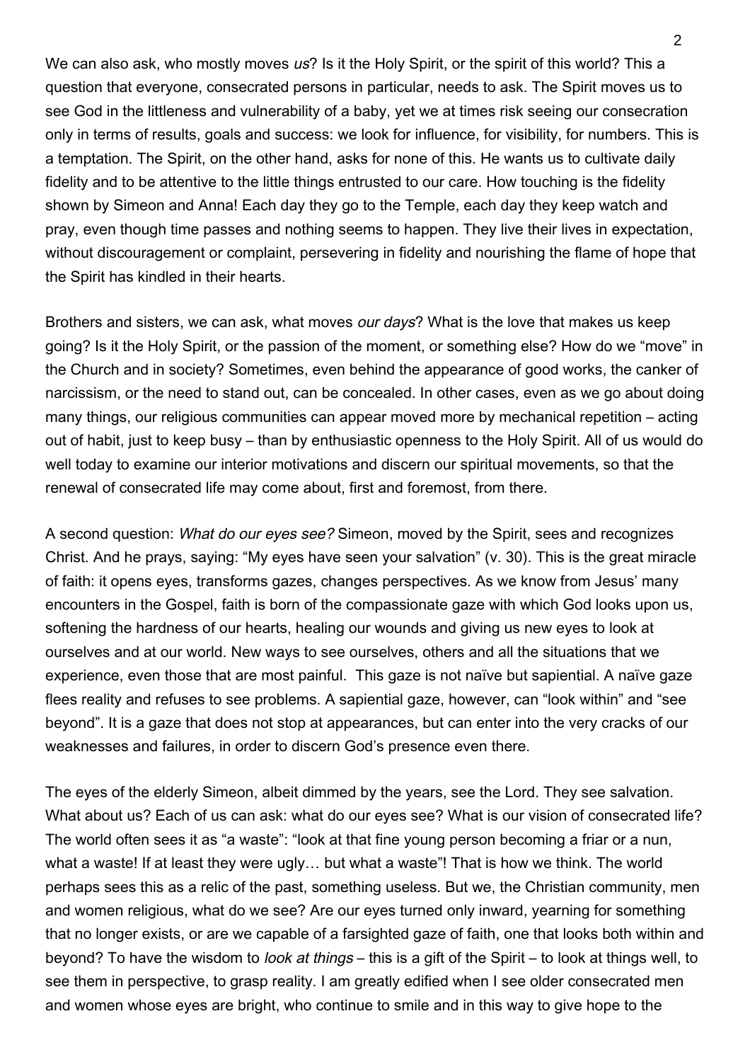We can also ask, who mostly moves *us*? Is it the Holy Spirit, or the spirit of this world? This a question that everyone, consecrated persons in particular, needs to ask. The Spirit moves us to see God in the littleness and vulnerability of a baby, yet we at times risk seeing our consecration only in terms of results, goals and success: we look for influence, for visibility, for numbers. This is a temptation. The Spirit, on the other hand, asks for none of this. He wants us to cultivate daily fidelity and to be attentive to the little things entrusted to our care. How touching is the fidelity shown by Simeon and Anna! Each day they go to the Temple, each day they keep watch and pray, even though time passes and nothing seems to happen. They live their lives in expectation, without discouragement or complaint, persevering in fidelity and nourishing the flame of hope that the Spirit has kindled in their hearts.

Brothers and sisters, we can ask, what moves *our days*? What is the love that makes us keep going? Is it the Holy Spirit, or the passion of the moment, or something else? How do we "move" in the Church and in society? Sometimes, even behind the appearance of good works, the canker of narcissism, or the need to stand out, can be concealed. In other cases, even as we go about doing many things, our religious communities can appear moved more by mechanical repetition – acting out of habit, just to keep busy – than by enthusiastic openness to the Holy Spirit. All of us would do well today to examine our interior motivations and discern our spiritual movements, so that the renewal of consecrated life may come about, first and foremost, from there.

A second question: *What do our eyes see?* Simeon, moved by the Spirit, sees and recognizes Christ. And he prays, saying: "My eyes have seen your salvation" (v. 30). This is the great miracle of faith: it opens eyes, transforms gazes, changes perspectives. As we know from Jesus' many encounters in the Gospel, faith is born of the compassionate gaze with which God looks upon us, softening the hardness of our hearts, healing our wounds and giving us new eyes to look at ourselves and at our world. New ways to see ourselves, others and all the situations that we experience, even those that are most painful. This gaze is not naïve but sapiential. A naïve gaze flees reality and refuses to see problems. A sapiential gaze, however, can "look within" and "see beyond". It is a gaze that does not stop at appearances, but can enter into the very cracks of our weaknesses and failures, in order to discern God's presence even there.

The eyes of the elderly Simeon, albeit dimmed by the years, see the Lord. They see salvation. What about us? Each of us can ask: what do our eyes see? What is our vision of consecrated life? The world often sees it as "a waste": "look at that fine young person becoming a friar or a nun, what a waste! If at least they were ugly… but what a waste"! That is how we think. The world perhaps sees this as a relic of the past, something useless. But we, the Christian community, men and women religious, what do we see? Are our eyes turned only inward, yearning for something that no longer exists, or are we capable of a farsighted gaze of faith, one that looks both within and beyond? To have the wisdom to *look at things* – this is a gift of the Spirit – to look at things well, to see them in perspective, to grasp reality. I am greatly edified when I see older consecrated men and women whose eyes are bright, who continue to smile and in this way to give hope to the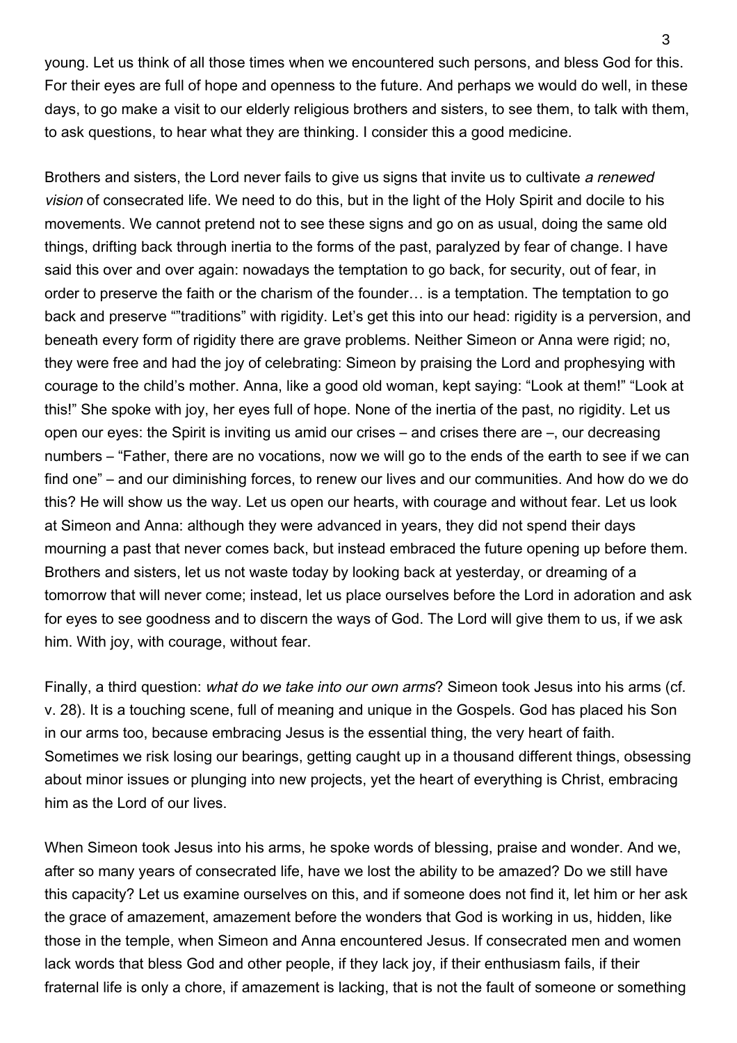young. Let us think of all those times when we encountered such persons, and bless God for this. For their eyes are full of hope and openness to the future. And perhaps we would do well, in these days, to go make a visit to our elderly religious brothers and sisters, to see them, to talk with them, to ask questions, to hear what they are thinking. I consider this a good medicine.

Brothers and sisters, the Lord never fails to give us signs that invite us to cultivate *a renewed vision* of consecrated life. We need to do this, but in the light of the Holy Spirit and docile to his movements. We cannot pretend not to see these signs and go on as usual, doing the same old things, drifting back through inertia to the forms of the past, paralyzed by fear of change. I have said this over and over again: nowadays the temptation to go back, for security, out of fear, in order to preserve the faith or the charism of the founder… is a temptation. The temptation to go back and preserve ""traditions" with rigidity. Let's get this into our head: rigidity is a perversion, and beneath every form of rigidity there are grave problems. Neither Simeon or Anna were rigid; no, they were free and had the joy of celebrating: Simeon by praising the Lord and prophesying with courage to the child's mother. Anna, like a good old woman, kept saying: "Look at them!" "Look at this!" She spoke with joy, her eyes full of hope. None of the inertia of the past, no rigidity. Let us open our eyes: the Spirit is inviting us amid our crises – and crises there are –, our decreasing numbers – "Father, there are no vocations, now we will go to the ends of the earth to see if we can find one" – and our diminishing forces, to renew our lives and our communities. And how do we do this? He will show us the way. Let us open our hearts, with courage and without fear. Let us look at Simeon and Anna: although they were advanced in years, they did not spend their days mourning a past that never comes back, but instead embraced the future opening up before them. Brothers and sisters, let us not waste today by looking back at yesterday, or dreaming of a tomorrow that will never come; instead, let us place ourselves before the Lord in adoration and ask for eyes to see goodness and to discern the ways of God. The Lord will give them to us, if we ask him. With joy, with courage, without fear.

Finally, a third question: *what do we take into our own arms*? Simeon took Jesus into his arms (cf. v. 28). It is a touching scene, full of meaning and unique in the Gospels. God has placed his Son in our arms too, because embracing Jesus is the essential thing, the very heart of faith. Sometimes we risk losing our bearings, getting caught up in a thousand different things, obsessing about minor issues or plunging into new projects, yet the heart of everything is Christ, embracing him as the Lord of our lives.

When Simeon took Jesus into his arms, he spoke words of blessing, praise and wonder. And we, after so many years of consecrated life, have we lost the ability to be amazed? Do we still have this capacity? Let us examine ourselves on this, and if someone does not find it, let him or her ask the grace of amazement, amazement before the wonders that God is working in us, hidden, like those in the temple, when Simeon and Anna encountered Jesus. If consecrated men and women lack words that bless God and other people, if they lack joy, if their enthusiasm fails, if their fraternal life is only a chore, if amazement is lacking, that is not the fault of someone or something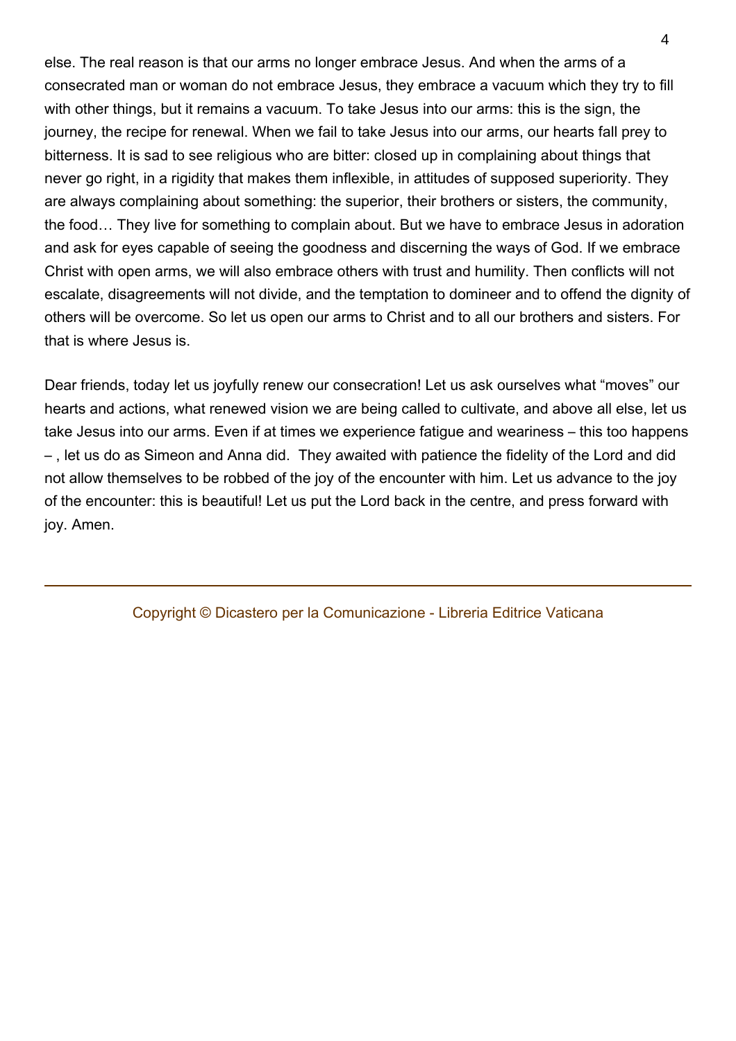else. The real reason is that our arms no longer embrace Jesus. And when the arms of a consecrated man or woman do not embrace Jesus, they embrace a vacuum which they try to fill with other things, but it remains a vacuum. To take Jesus into our arms: this is the sign, the journey, the recipe for renewal. When we fail to take Jesus into our arms, our hearts fall prey to bitterness. It is sad to see religious who are bitter: closed up in complaining about things that never go right, in a rigidity that makes them inflexible, in attitudes of supposed superiority. They are always complaining about something: the superior, their brothers or sisters, the community, the food… They live for something to complain about. But we have to embrace Jesus in adoration and ask for eyes capable of seeing the goodness and discerning the ways of God. If we embrace Christ with open arms, we will also embrace others with trust and humility. Then conflicts will not escalate, disagreements will not divide, and the temptation to domineer and to offend the dignity of others will be overcome. So let us open our arms to Christ and to all our brothers and sisters. For that is where Jesus is.

Dear friends, today let us joyfully renew our consecration! Let us ask ourselves what "moves" our hearts and actions, what renewed vision we are being called to cultivate, and above all else, let us take Jesus into our arms. Even if at times we experience fatigue and weariness – this too happens – , let us do as Simeon and Anna did. They awaited with patience the fidelity of the Lord and did not allow themselves to be robbed of the joy of the encounter with him. Let us advance to the joy of the encounter: this is beautiful! Let us put the Lord back in the centre, and press forward with joy. Amen.

---

Copyright © Dicastero per la Comunicazione - Libreria Editrice Vaticana